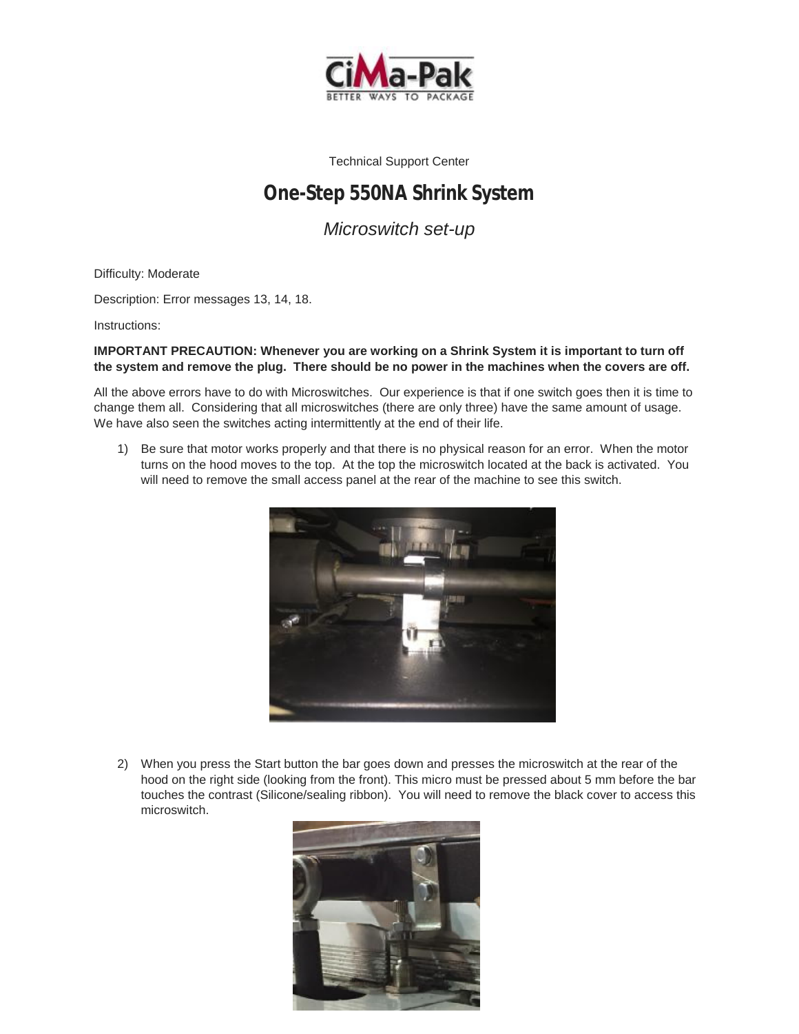Technical Support Center

# One-Step 550NA Shrink System

*Microswitch set-up*

Difficulty: Moderate

Description: Error messages 13, 14, 18.

Instructions:

**IMPORTANT PRECAUTION: Whenever you are working on a Shrink System it is important to turn off the system and remove the plug. There should be no power in the machines when the covers are off.**

All the above errors have to do with Microswitches. Our experience is that if one switch goes then it is time to change them all. Considering that all microswitches (there are only three) have the same amount of usage. We have also seen the switches acting intermittently at the end of their life.

1) Be sure that motor works properly and that there is no physical reason for an error. When the motor turns on the hood moves to the top. At the top the microswitch located at the back is activated. You will need to remove the small access panel at the rear of the machine to see this switch.

2) When you press the Start button the bar goes down and presses the microswitch at the rear of the hood on the right side (looking from the front). This micro must be pressed about 5 mm before the bar touches the contrast (Silicone/sealing ribbon). You will need to remove the black cover to access this microswitch.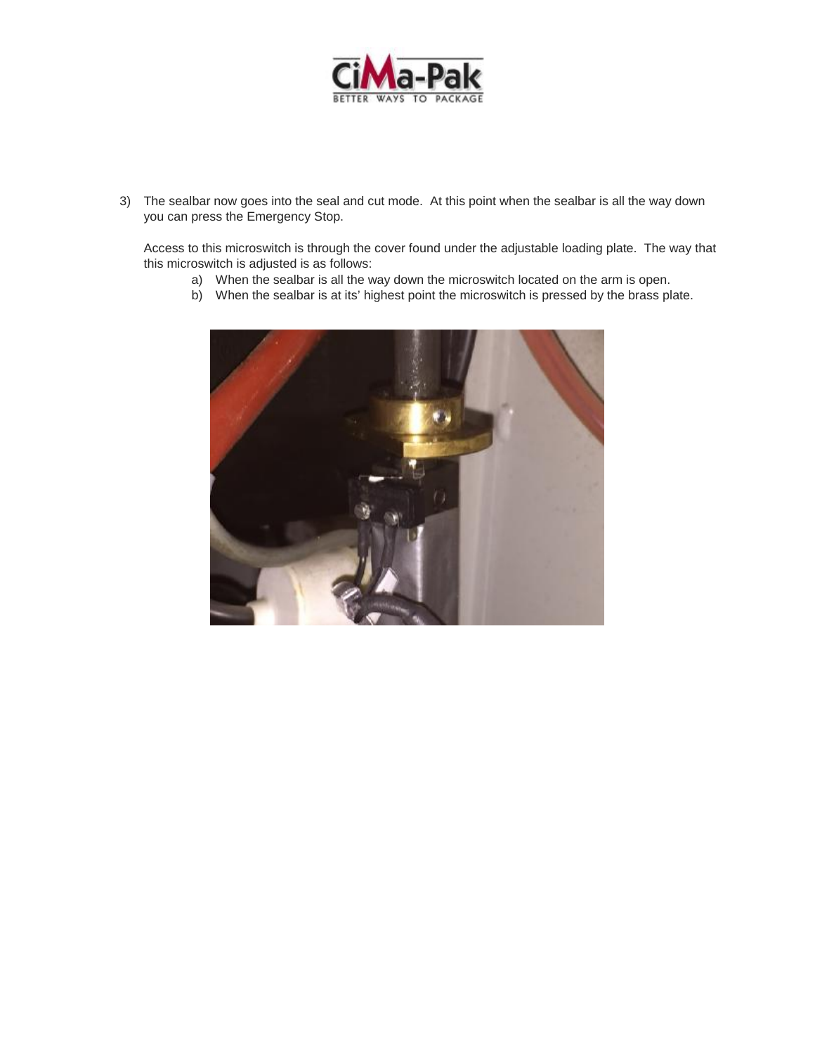3) The sealbar now goes into the seal and cut mode. At this point when the sealbar is all the way down you can press the Emergency Stop.

   Access to this microswitch is through the cover found under the adjustable loading plate. The way that this microswitch is adjusted is as follows:

   a) When the sealbar is all the way down the microswitch located on the arm is open.
   b) When the sealbar is at its' highest point the microswitch is pressed by the brass plate.